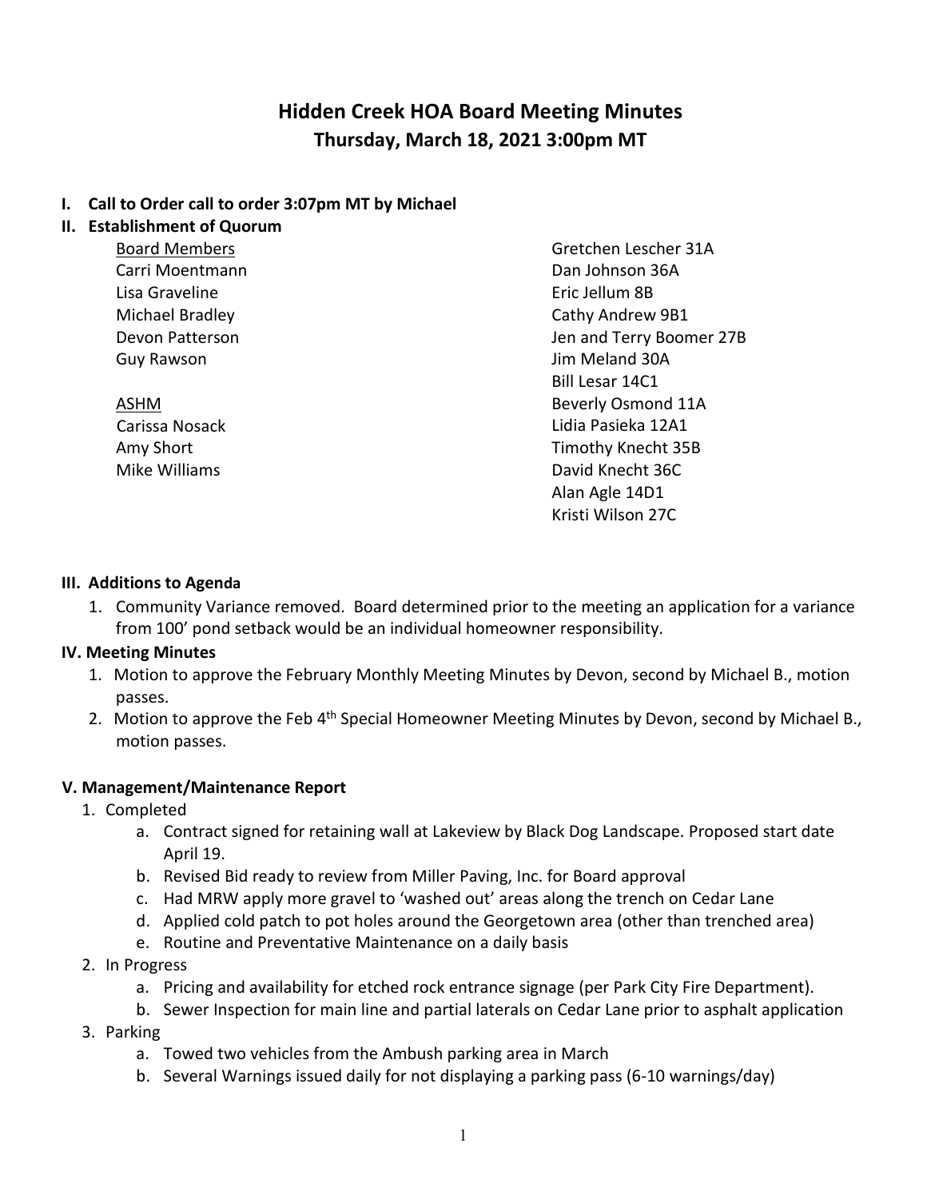# Hidden Creek HOA Board Meeting Minutes
## Thursday, March 18, 2021 3:00pm MT

**I. Call to Order call to order 3:07pm MT by Michael**

**II. Establishment of Quorum**

Board Members
- Carri Moentmann
- Lisa Graveline
- Michael Bradley
- Devon Patterson
- Guy Rawson

ASHM
- Carissa Nosack
- Amy Short
- Mike Williams

- Gretchen Lescher 31A
- Dan Johnson 36A
- Eric Jellum 8B
- Cathy Andrew 9B1
- Jen and Terry Boomer 27B
- Jim Meland 30A
- Bill Lesar 14C1
- Beverly Osmond 11A
- Lidia Pasieka 12A1
- Timothy Knecht 35B
- David Knecht 36C
- Alan Agle 14D1
- Kristi Wilson 27C

**III. Additions to Agenda**

1. Community Variance removed. Board determined prior to the meeting an application for a variance from 100' pond setback would be an individual homeowner responsibility.

**IV. Meeting Minutes**

1. Motion to approve the February Monthly Meeting Minutes by Devon, second by Michael B., motion passes.
2. Motion to approve the Feb 4th Special Homeowner Meeting Minutes by Devon, second by Michael B., motion passes.

**V. Management/Maintenance Report**

1. Completed
   a. Contract signed for retaining wall at Lakeview by Black Dog Landscape. Proposed start date April 19.
   b. Revised Bid ready to review from Miller Paving, Inc. for Board approval
   c. Had MRW apply more gravel to 'washed out' areas along the trench on Cedar Lane
   d. Applied cold patch to pot holes around the Georgetown area (other than trenched area)
   e. Routine and Preventative Maintenance on a daily basis
2. In Progress
   a. Pricing and availability for etched rock entrance signage (per Park City Fire Department).
   b. Sewer Inspection for main line and partial laterals on Cedar Lane prior to asphalt application
3. Parking
   a. Towed two vehicles from the Ambush parking area in March
   b. Several Warnings issued daily for not displaying a parking pass (6-10 warnings/day)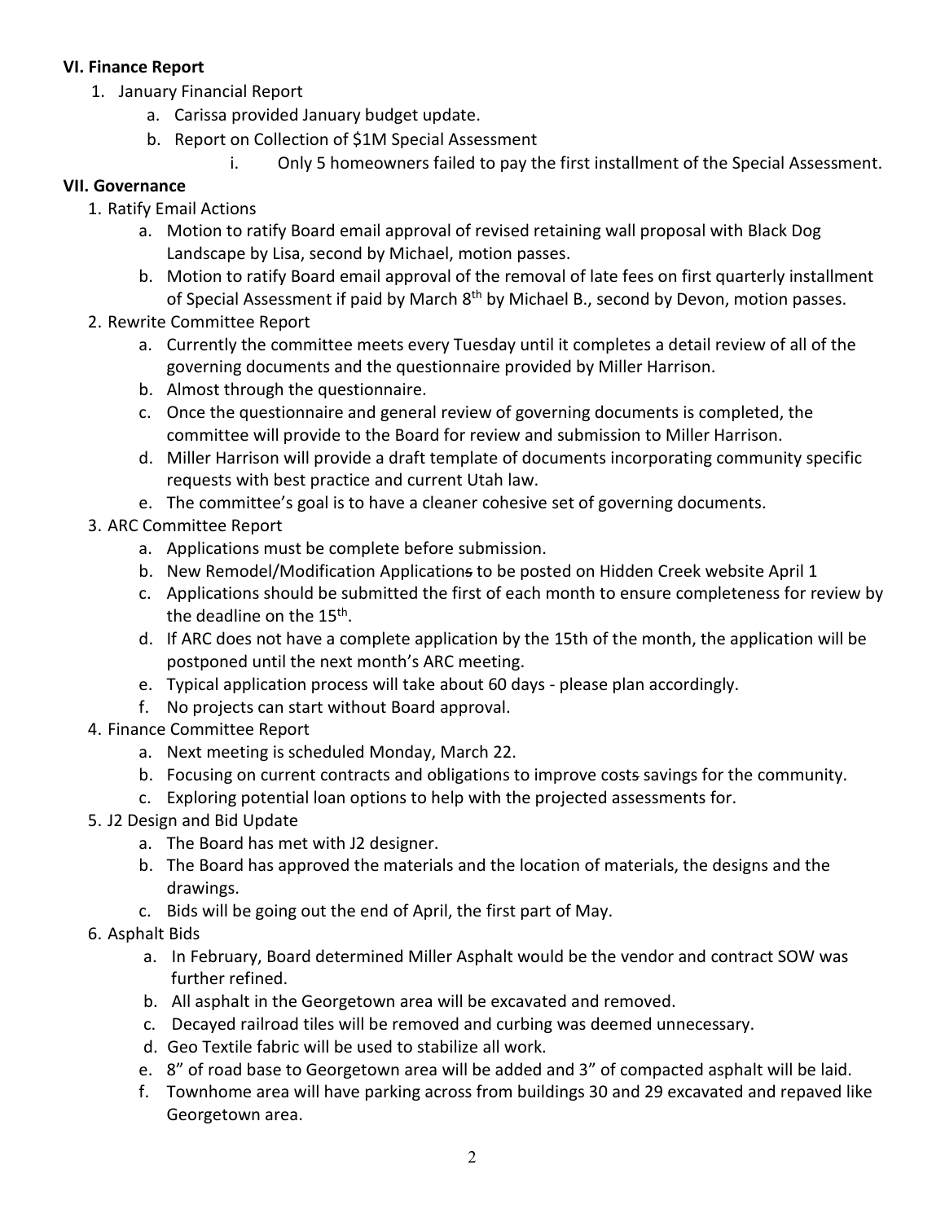**VI. Finance Report**

1. January Financial Report
    a. Carissa provided January budget update.
    b. Report on Collection of $1M Special Assessment
        i. Only 5 homeowners failed to pay the first installment of the Special Assessment.

**VII. Governance**

1. Ratify Email Actions
    a. Motion to ratify Board email approval of revised retaining wall proposal with Black Dog Landscape by Lisa, second by Michael, motion passes.
    b. Motion to ratify Board email approval of the removal of late fees on first quarterly installment of Special Assessment if paid by March 8th by Michael B., second by Devon, motion passes.
2. Rewrite Committee Report
    a. Currently the committee meets every Tuesday until it completes a detail review of all of the governing documents and the questionnaire provided by Miller Harrison.
    b. Almost through the questionnaire.
    c. Once the questionnaire and general review of governing documents is completed, the committee will provide to the Board for review and submission to Miller Harrison.
    d. Miller Harrison will provide a draft template of documents incorporating community specific requests with best practice and current Utah law.
    e. The committee's goal is to have a cleaner cohesive set of governing documents.
3. ARC Committee Report
    a. Applications must be complete before submission.
    b. New Remodel/Modification Applications to be posted on Hidden Creek website April 1
    c. Applications should be submitted the first of each month to ensure completeness for review by the deadline on the 15th.
    d. If ARC does not have a complete application by the 15th of the month, the application will be postponed until the next month's ARC meeting.
    e. Typical application process will take about 60 days - please plan accordingly.
    f. No projects can start without Board approval.
4. Finance Committee Report
    a. Next meeting is scheduled Monday, March 22.
    b. Focusing on current contracts and obligations to improve costs savings for the community.
    c. Exploring potential loan options to help with the projected assessments for.
5. J2 Design and Bid Update
    a. The Board has met with J2 designer.
    b. The Board has approved the materials and the location of materials, the designs and the drawings.
    c. Bids will be going out the end of April, the first part of May.
6. Asphalt Bids
    a. In February, Board determined Miller Asphalt would be the vendor and contract SOW was further refined.
    b. All asphalt in the Georgetown area will be excavated and removed.
    c. Decayed railroad tiles will be removed and curbing was deemed unnecessary.
    d. Geo Textile fabric will be used to stabilize all work.
    e. 8" of road base to Georgetown area will be added and 3" of compacted asphalt will be laid.
    f. Townhome area will have parking across from buildings 30 and 29 excavated and repaved like Georgetown area.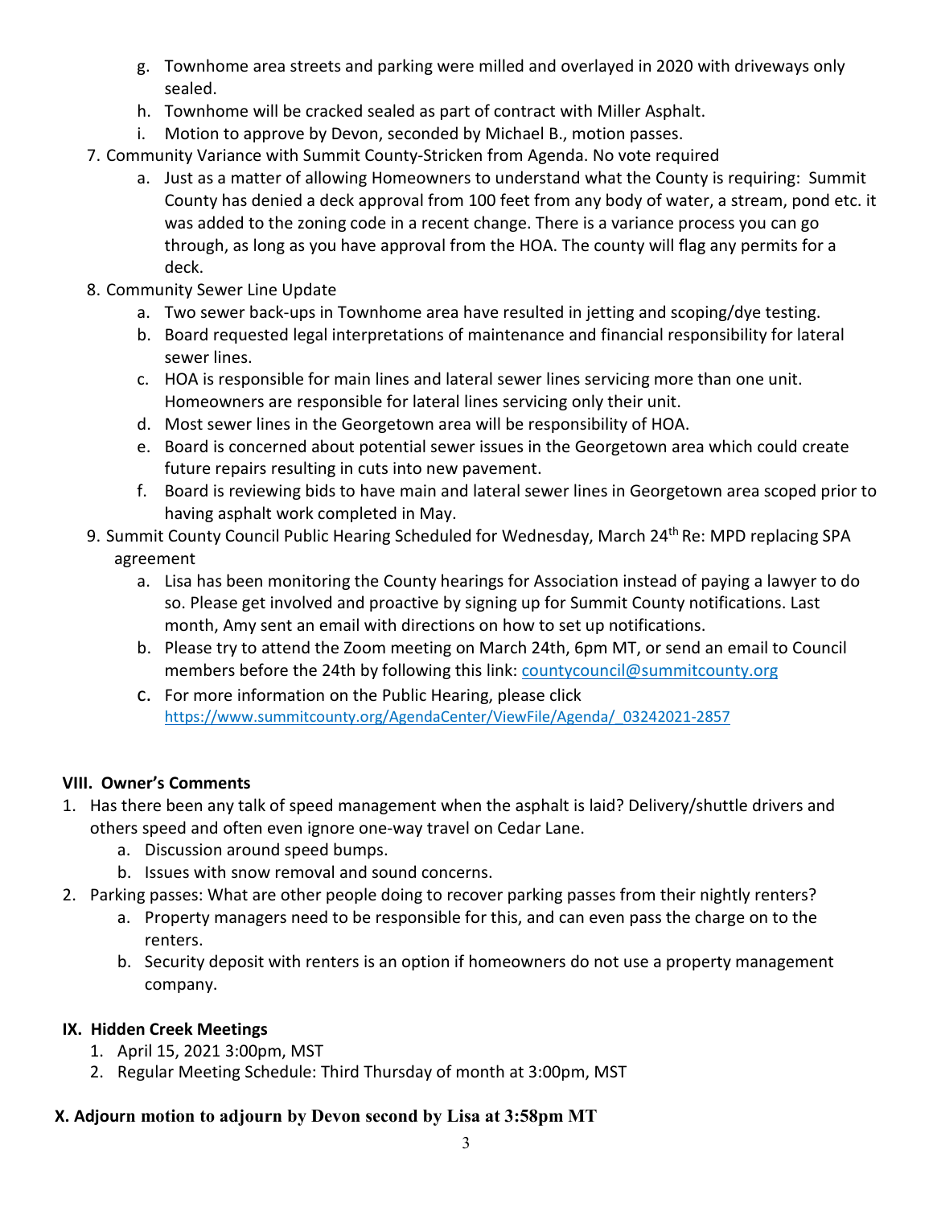g. Townhome area streets and parking were milled and overlayed in 2020 with driveways only sealed.
   h. Townhome will be cracked sealed as part of contract with Miller Asphalt.
   i. Motion to approve by Devon, seconded by Michael B., motion passes.

7. Community Variance with Summit County-Stricken from Agenda. No vote required
   a. Just as a matter of allowing Homeowners to understand what the County is requiring: Summit County has denied a deck approval from 100 feet from any body of water, a stream, pond etc. it was added to the zoning code in a recent change. There is a variance process you can go through, as long as you have approval from the HOA. The county will flag any permits for a deck.
8. Community Sewer Line Update
   a. Two sewer back-ups in Townhome area have resulted in jetting and scoping/dye testing.
   b. Board requested legal interpretations of maintenance and financial responsibility for lateral sewer lines.
   c. HOA is responsible for main lines and lateral sewer lines servicing more than one unit. Homeowners are responsible for lateral lines servicing only their unit.
   d. Most sewer lines in the Georgetown area will be responsibility of HOA.
   e. Board is concerned about potential sewer issues in the Georgetown area which could create future repairs resulting in cuts into new pavement.
   f. Board is reviewing bids to have main and lateral sewer lines in Georgetown area scoped prior to having asphalt work completed in May.
9. Summit County Council Public Hearing Scheduled for Wednesday, March 24th Re: MPD replacing SPA agreement
   a. Lisa has been monitoring the County hearings for Association instead of paying a lawyer to do so. Please get involved and proactive by signing up for Summit County notifications. Last month, Amy sent an email with directions on how to set up notifications.
   b. Please try to attend the Zoom meeting on March 24th, 6pm MT, or send an email to Council members before the 24th by following this link: countycouncil@summitcounty.org
   c. For more information on the Public Hearing, please click https://www.summitcounty.org/AgendaCenter/ViewFile/Agenda/_03242021-2857

## VIII. Owner's Comments

1. Has there been any talk of speed management when the asphalt is laid? Delivery/shuttle drivers and others speed and often even ignore one-way travel on Cedar Lane.
   a. Discussion around speed bumps.
   b. Issues with snow removal and sound concerns.
2. Parking passes: What are other people doing to recover parking passes from their nightly renters?
   a. Property managers need to be responsible for this, and can even pass the charge on to the renters.
   b. Security deposit with renters is an option if homeowners do not use a property management company.

## IX. Hidden Creek Meetings

1. April 15, 2021 3:00pm, MST
2. Regular Meeting Schedule: Third Thursday of month at 3:00pm, MST

## X. Adjourn motion to adjourn by Devon second by Lisa at 3:58pm MT